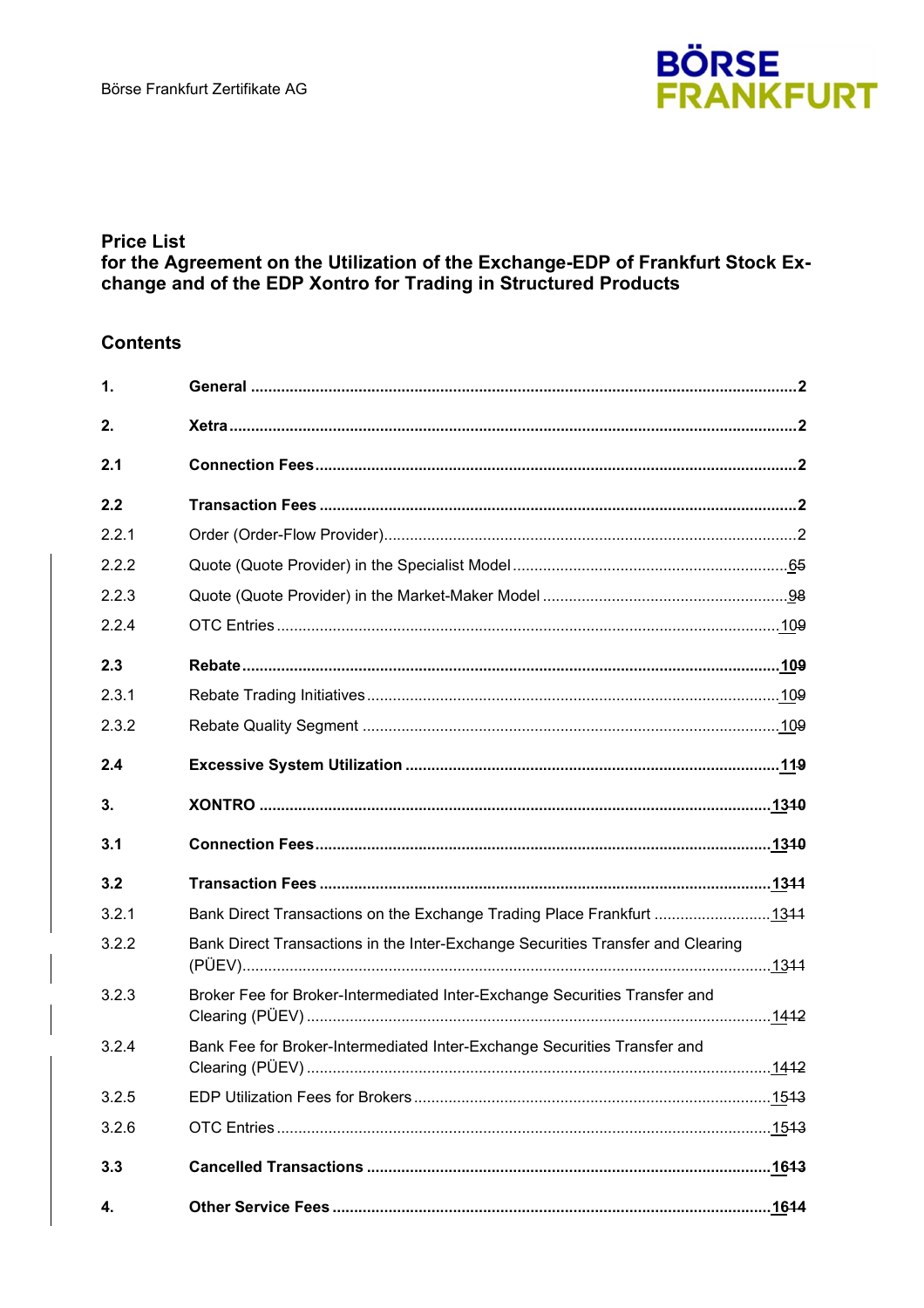# Price List
## for the Agreement on the Utilization of the Exchange-EDP of Frankfurt Stock Exchange and of the EDP Xontro for Trading in Structured Products

### Contents

| | | |
|---|---|---|
| **1.** | **General** | **2** |
| **2.** | **Xetra** | **2** |
| **2.1** | **Connection Fees** | **2** |
| **2.2** | **Transaction Fees** | **2** |
| 2.2.1 | Order (Order-Flow Provider) | 2 |
| 2.2.2 | Quote (Quote Provider) in the Specialist Model | 6~~5~~ |
| 2.2.3 | Quote (Quote Provider) in the Market-Maker Model | 9~~8~~ |
| 2.2.4 | OTC Entries | 10~~9~~ |
| **2.3** | **Rebate** | **10~~9~~** |
| 2.3.1 | Rebate Trading Initiatives | 10~~9~~ |
| 2.3.2 | Rebate Quality Segment | 10~~9~~ |
| **2.4** | **Excessive System Utilization** | **11~~9~~** |
| **3.** | **XONTRO** | **13~~10~~** |
| **3.1** | **Connection Fees** | **13~~10~~** |
| **3.2** | **Transaction Fees** | **13~~11~~** |
| 3.2.1 | Bank Direct Transactions on the Exchange Trading Place Frankfurt | 13~~11~~ |
| 3.2.2 | Bank Direct Transactions in the Inter-Exchange Securities Transfer and Clearing (PÜEV) | 13~~11~~ |
| 3.2.3 | Broker Fee for Broker-Intermediated Inter-Exchange Securities Transfer and Clearing (PÜEV) | 14~~12~~ |
| 3.2.4 | Bank Fee for Broker-Intermediated Inter-Exchange Securities Transfer and Clearing (PÜEV) | 14~~12~~ |
| 3.2.5 | EDP Utilization Fees for Brokers | 15~~13~~ |
| 3.2.6 | OTC Entries | 15~~13~~ |
| **3.3** | **Cancelled Transactions** | **16~~13~~** |
| **4.** | **Other Service Fees** | **16~~14~~** |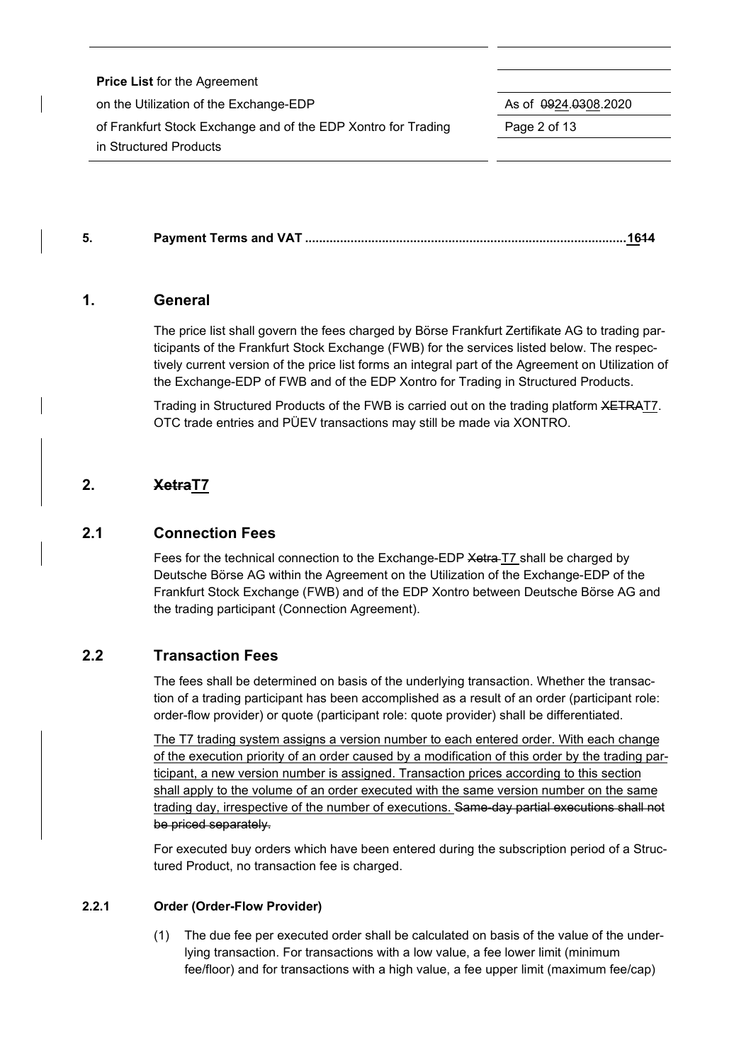5. **Payment Terms and VAT ............................................................................................1614**

## 1. General

The price list shall govern the fees charged by Börse Frankfurt Zertifikate AG to trading participants of the Frankfurt Stock Exchange (FWB) for the services listed below. The respectively current version of the price list forms an integral part of the Agreement on Utilization of the Exchange-EDP of FWB and of the EDP Xontro for Trading in Structured Products.

Trading in Structured Products of the FWB is carried out on the trading platform XETRAT7. OTC trade entries and PÜEV transactions may still be made via XONTRO.

## 2. XetraT7

### 2.1 Connection Fees

Fees for the technical connection to the Exchange-EDP Xetra T7 shall be charged by Deutsche Börse AG within the Agreement on the Utilization of the Exchange-EDP of the Frankfurt Stock Exchange (FWB) and of the EDP Xontro between Deutsche Börse AG and the trading participant (Connection Agreement).

### 2.2 Transaction Fees

The fees shall be determined on basis of the underlying transaction. Whether the transaction of a trading participant has been accomplished as a result of an order (participant role: order-flow provider) or quote (participant role: quote provider) shall be differentiated.

The T7 trading system assigns a version number to each entered order. With each change of the execution priority of an order caused by a modification of this order by the trading participant, a new version number is assigned. Transaction prices according to this section shall apply to the volume of an order executed with the same version number on the same trading day, irrespective of the number of executions. Same-day partial executions shall not be priced separately.

For executed buy orders which have been entered during the subscription period of a Structured Product, no transaction fee is charged.

#### 2.2.1 Order (Order-Flow Provider)

(1) The due fee per executed order shall be calculated on basis of the value of the underlying transaction. For transactions with a low value, a fee lower limit (minimum fee/floor) and for transactions with a high value, a fee upper limit (maximum fee/cap)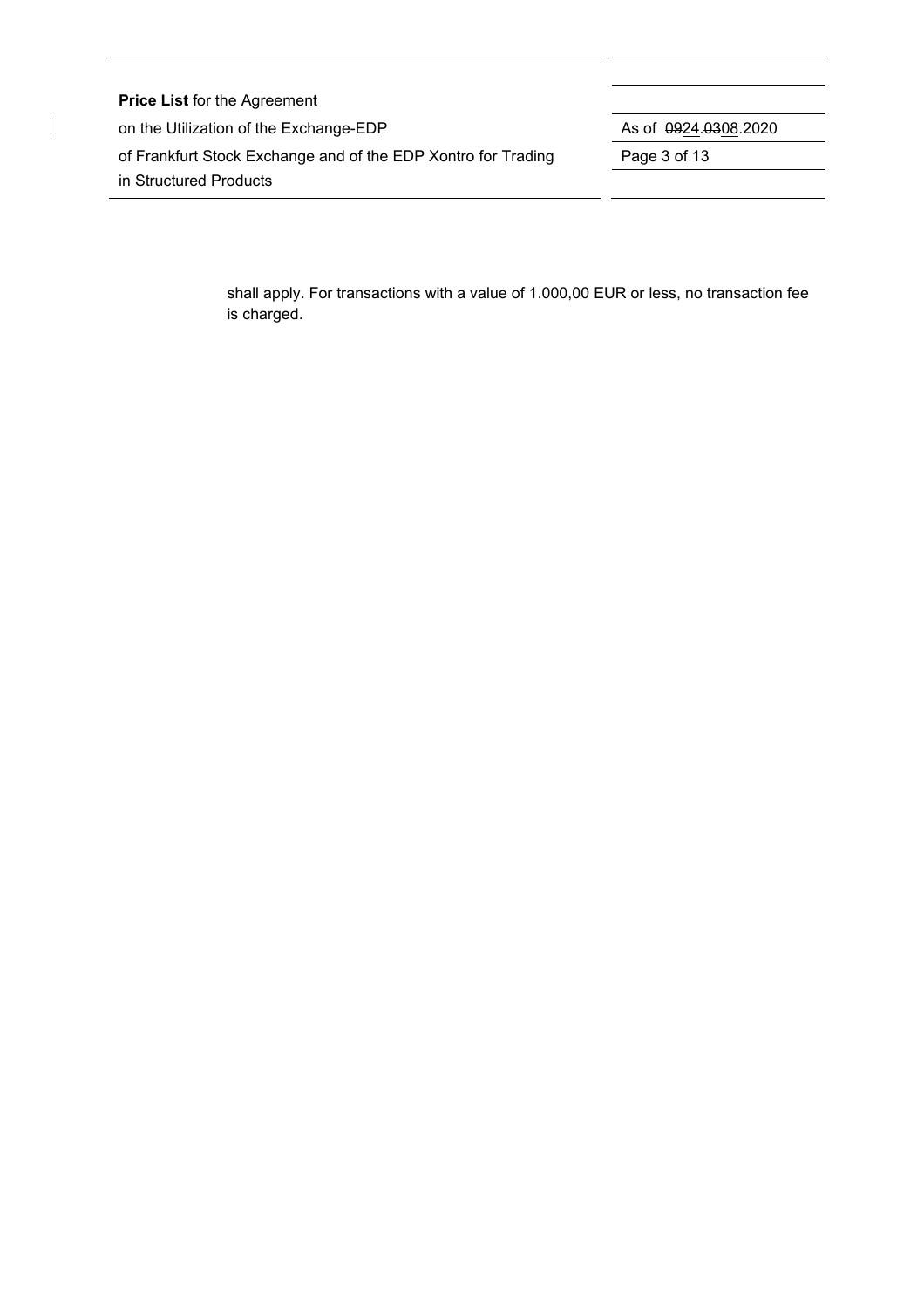shall apply. For transactions with a value of 1.000,00 EUR or less, no transaction fee is charged.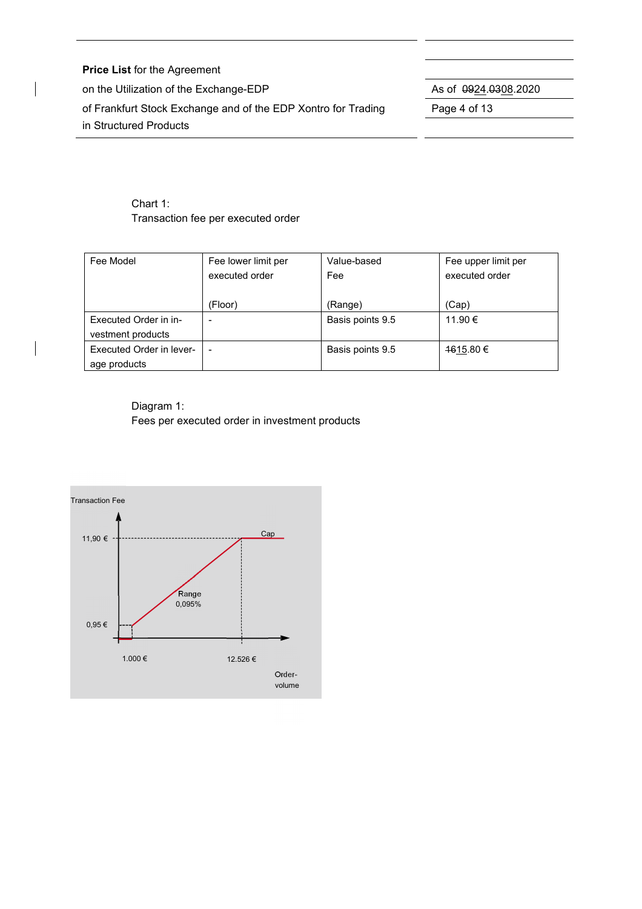Chart 1:
Transaction fee per executed order

| Fee Model | Fee lower limit per executed order (Floor) | Value-based Fee (Range) | Fee upper limit per executed order (Cap) |
|---|---|---|---|
| Executed Order in investment products | - | Basis points 9.5 | 11.90 € |
| Executed Order in leverage products | - | Basis points 9.5 | ~~16~~15.80 € |

Diagram 1:
Fees per executed order in investment products

Transaction Fee

11,90 €

Cap

Range
0,095%

0,95 €

1.000 €

12.526 €

Order-volume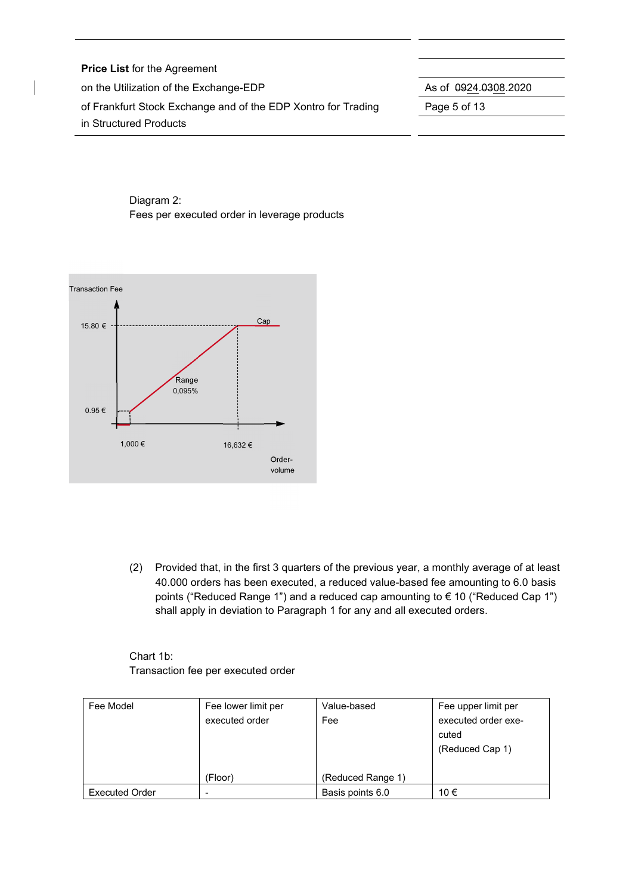Diagram 2:
Fees per executed order in leverage products

Transaction Fee

15.80 €

Cap

Range
0,095%

0.95 €

1,000 €

16,632 €

Order-volume

(2) Provided that, in the first 3 quarters of the previous year, a monthly average of at least 40.000 orders has been executed, a reduced value-based fee amounting to 6.0 basis points ("Reduced Range 1") and a reduced cap amounting to € 10 ("Reduced Cap 1") shall apply in deviation to Paragraph 1 for any and all executed orders.

Chart 1b:
Transaction fee per executed order

| Fee Model | Fee lower limit per executed order (Floor) | Value-based Fee (Reduced Range 1) | Fee upper limit per executed order executed (Reduced Cap 1) |
|---|---|---|---|
| Executed Order | - | Basis points 6.0 | 10 € |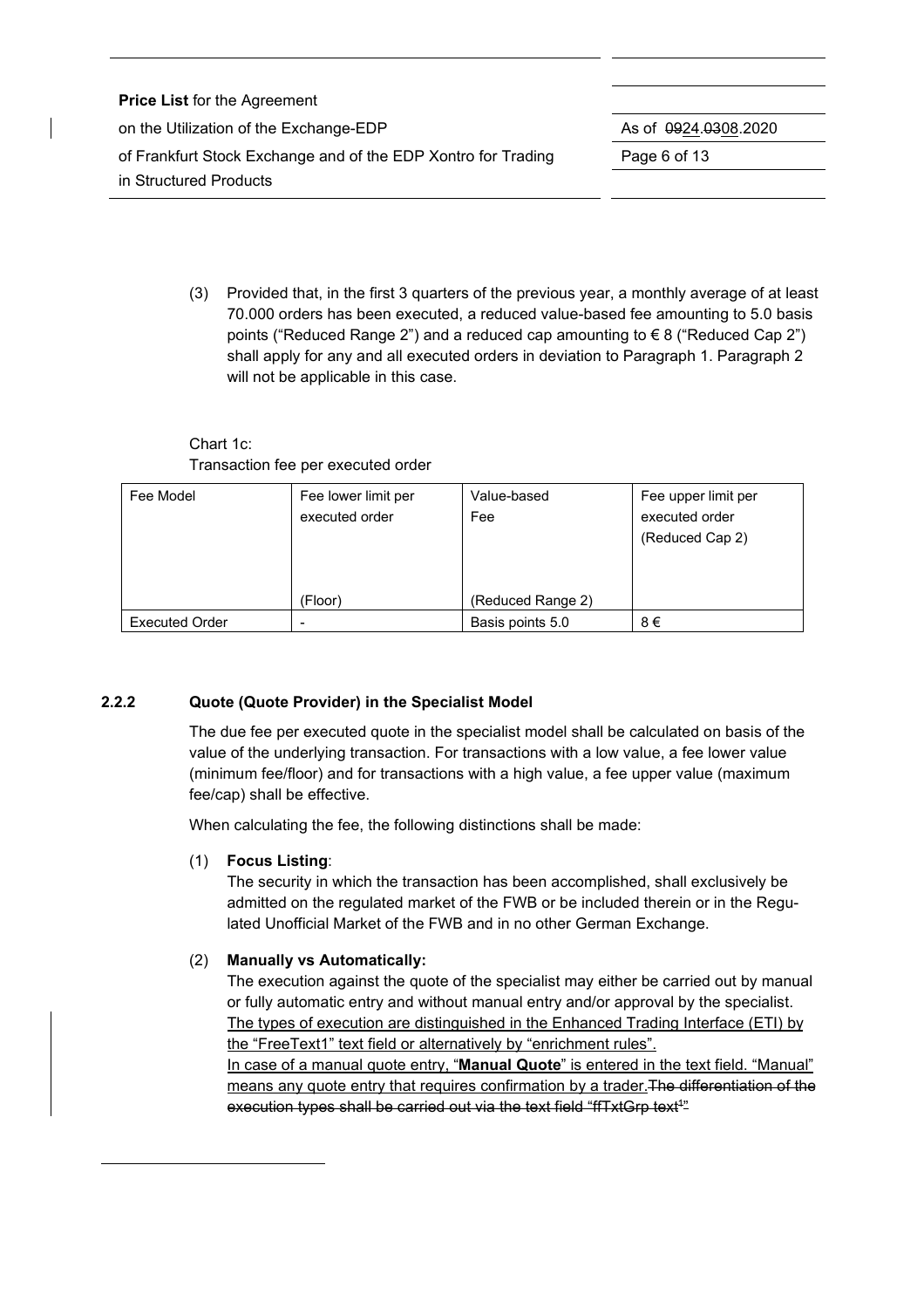(3) Provided that, in the first 3 quarters of the previous year, a monthly average of at least 70.000 orders has been executed, a reduced value-based fee amounting to 5.0 basis points ("Reduced Range 2") and a reduced cap amounting to € 8 ("Reduced Cap 2") shall apply for any and all executed orders in deviation to Paragraph 1. Paragraph 2 will not be applicable in this case.

Chart 1c:
Transaction fee per executed order

| Fee Model | Fee lower limit per executed order (Floor) | Value-based Fee (Reduced Range 2) | Fee upper limit per executed order (Reduced Cap 2) |
|---|---|---|---|
| Executed Order | - | Basis points 5.0 | 8 € |

### 2.2.2 Quote (Quote Provider) in the Specialist Model

The due fee per executed quote in the specialist model shall be calculated on basis of the value of the underlying transaction. For transactions with a low value, a fee lower value (minimum fee/floor) and for transactions with a high value, a fee upper value (maximum fee/cap) shall be effective.

When calculating the fee, the following distinctions shall be made:

(1) **Focus Listing**:
The security in which the transaction has been accomplished, shall exclusively be admitted on the regulated market of the FWB or be included therein or in the Regulated Unofficial Market of the FWB and in no other German Exchange.

(2) **Manually vs Automatically:**
The execution against the quote of the specialist may either be carried out by manual or fully automatic entry and without manual entry and/or approval by the specialist. The types of execution are distinguished in the Enhanced Trading Interface (ETI) by the "FreeText1" text field or alternatively by "enrichment rules".
In case of a manual quote entry, "**Manual Quote**" is entered in the text field. "Manual" means any quote entry that requires confirmation by a trader. ~~The differentiation of the execution types shall be carried out via the text field "ffTxtGrp text[1]"~~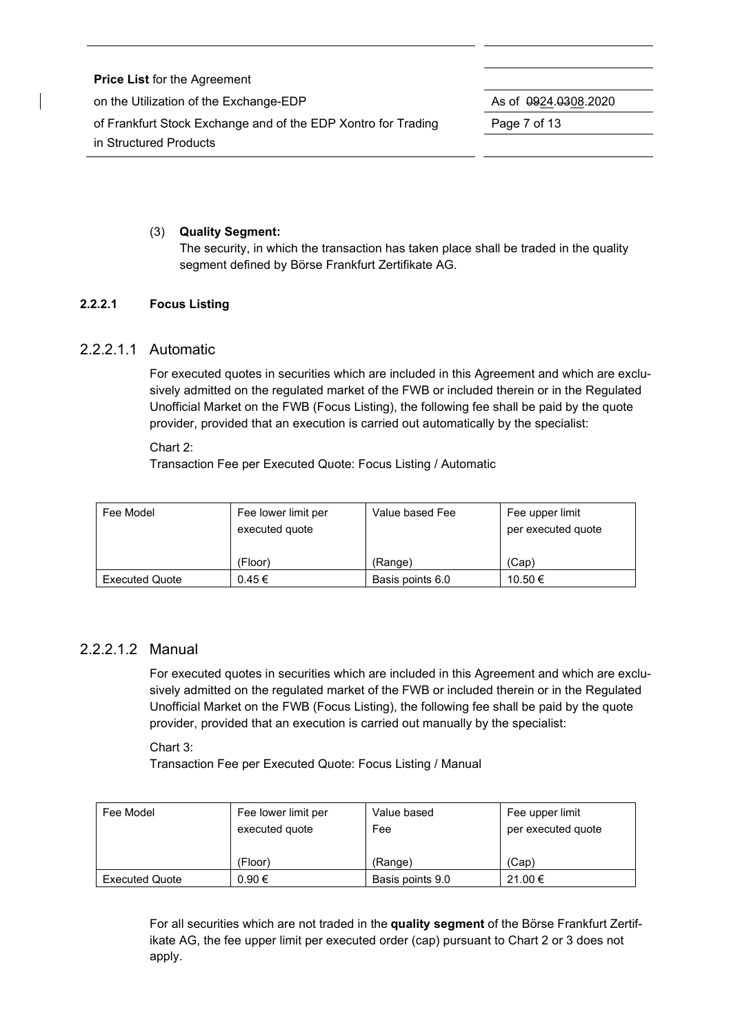(3) **Quality Segment:**
The security, in which the transaction has taken place shall be traded in the quality segment defined by Börse Frankfurt Zertifikate AG.

#### 2.2.2.1 Focus Listing

##### 2.2.2.1.1 Automatic

For executed quotes in securities which are included in this Agreement and which are exclusively admitted on the regulated market of the FWB or included therein or in the Regulated Unofficial Market on the FWB (Focus Listing), the following fee shall be paid by the quote provider, provided that an execution is carried out automatically by the specialist:

Chart 2:
Transaction Fee per Executed Quote: Focus Listing / Automatic

| Fee Model | Fee lower limit per executed quote<br><br>(Floor) | Value based Fee<br><br>(Range) | Fee upper limit per executed quote<br><br>(Cap) |
|---|---|---|---|
| Executed Quote | 0.45 € | Basis points 6.0 | 10.50 € |

##### 2.2.2.1.2 Manual

For executed quotes in securities which are included in this Agreement and which are exclusively admitted on the regulated market of the FWB or included therein or in the Regulated Unofficial Market on the FWB (Focus Listing), the following fee shall be paid by the quote provider, provided that an execution is carried out manually by the specialist:

Chart 3:
Transaction Fee per Executed Quote: Focus Listing / Manual

| Fee Model | Fee lower limit per executed quote<br><br>(Floor) | Value based Fee<br><br>(Range) | Fee upper limit per executed quote<br><br>(Cap) |
|---|---|---|---|
| Executed Quote | 0.90 € | Basis points 9.0 | 21.00 € |

For all securities which are not traded in the **quality segment** of the Börse Frankfurt Zertifikate AG, the fee upper limit per executed order (cap) pursuant to Chart 2 or 3 does not apply.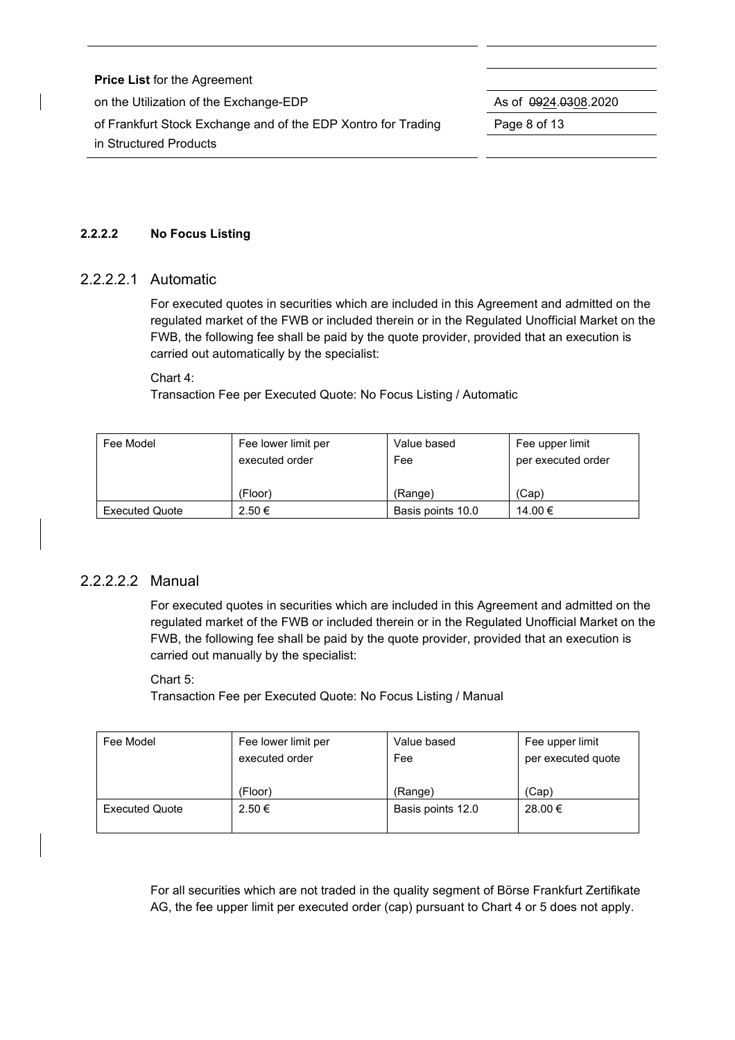#### 2.2.2.2 No Focus Listing

##### 2.2.2.2.1 Automatic

For executed quotes in securities which are included in this Agreement and admitted on the regulated market of the FWB or included therein or in the Regulated Unofficial Market on the FWB, the following fee shall be paid by the quote provider, provided that an execution is carried out automatically by the specialist:

Chart 4:
Transaction Fee per Executed Quote: No Focus Listing / Automatic

| Fee Model | Fee lower limit per executed order (Floor) | Value based Fee (Range) | Fee upper limit per executed order (Cap) |
|---|---|---|---|
| Executed Quote | 2.50 € | Basis points 10.0 | 14.00 € |

##### 2.2.2.2.2 Manual

For executed quotes in securities which are included in this Agreement and admitted on the regulated market of the FWB or included therein or in the Regulated Unofficial Market on the FWB, the following fee shall be paid by the quote provider, provided that an execution is carried out manually by the specialist:

Chart 5:
Transaction Fee per Executed Quote: No Focus Listing / Manual

| Fee Model | Fee lower limit per executed order (Floor) | Value based Fee (Range) | Fee upper limit per executed quote (Cap) |
|---|---|---|---|
| Executed Quote | 2.50 € | Basis points 12.0 | 28.00 € |

For all securities which are not traded in the quality segment of Börse Frankfurt Zertifikate AG, the fee upper limit per executed order (cap) pursuant to Chart 4 or 5 does not apply.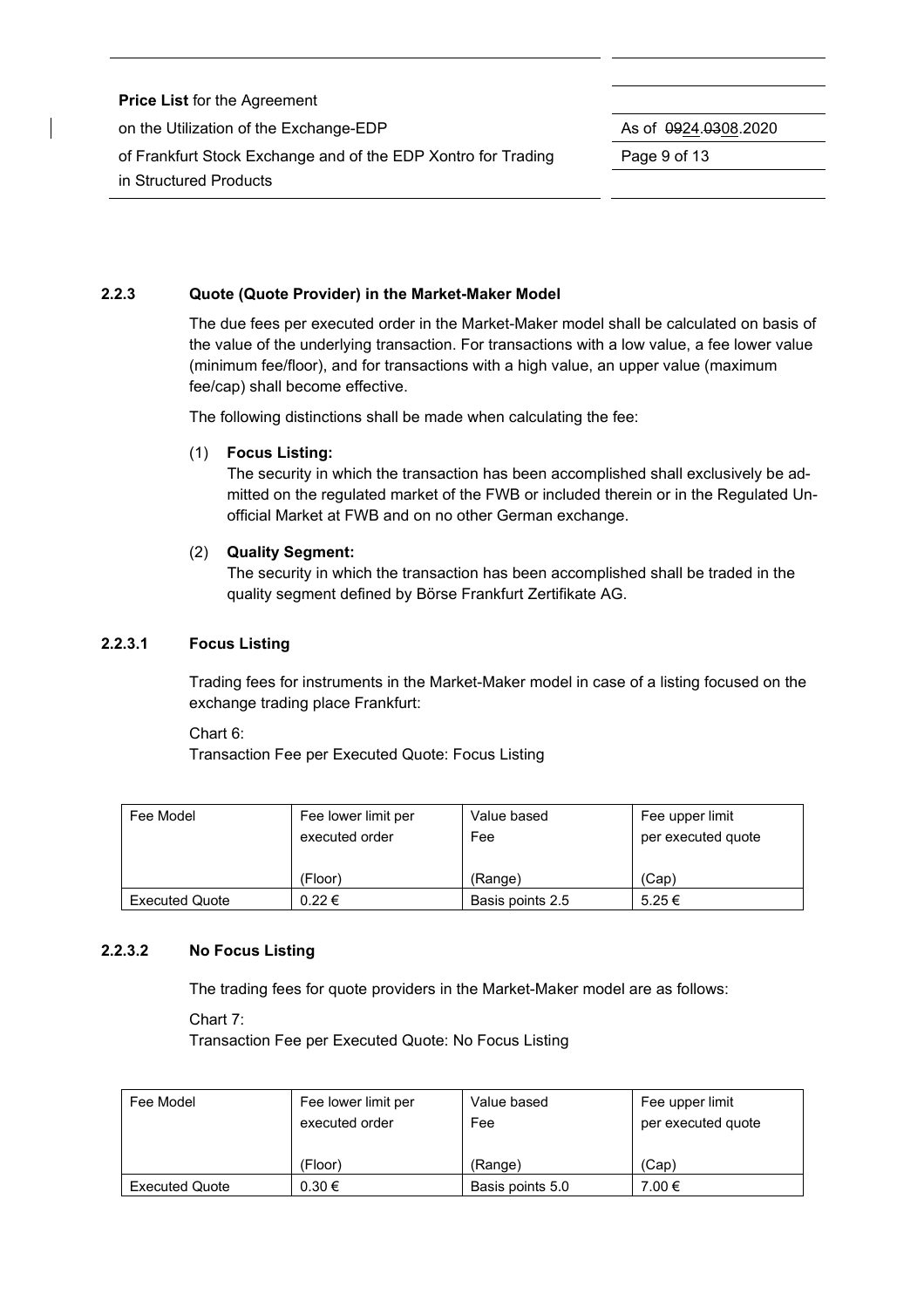### 2.2.3 Quote (Quote Provider) in the Market-Maker Model

The due fees per executed order in the Market-Maker model shall be calculated on basis of the value of the underlying transaction. For transactions with a low value, a fee lower value (minimum fee/floor), and for transactions with a high value, an upper value (maximum fee/cap) shall become effective.

The following distinctions shall be made when calculating the fee:

(1) **Focus Listing:**
The security in which the transaction has been accomplished shall exclusively be admitted on the regulated market of the FWB or included therein or in the Regulated Unofficial Market at FWB and on no other German exchange.

(2) **Quality Segment:**
The security in which the transaction has been accomplished shall be traded in the quality segment defined by Börse Frankfurt Zertifikate AG.

#### 2.2.3.1 Focus Listing

Trading fees for instruments in the Market-Maker model in case of a listing focused on the exchange trading place Frankfurt:

Chart 6:
Transaction Fee per Executed Quote: Focus Listing

| Fee Model | Fee lower limit per executed order (Floor) | Value based Fee (Range) | Fee upper limit per executed quote (Cap) |
|---|---|---|---|
| Executed Quote | 0.22 € | Basis points 2.5 | 5.25 € |

#### 2.2.3.2 No Focus Listing

The trading fees for quote providers in the Market-Maker model are as follows:

Chart 7:
Transaction Fee per Executed Quote: No Focus Listing

| Fee Model | Fee lower limit per executed order (Floor) | Value based Fee (Range) | Fee upper limit per executed quote (Cap) |
|---|---|---|---|
| Executed Quote | 0.30 € | Basis points 5.0 | 7.00 € |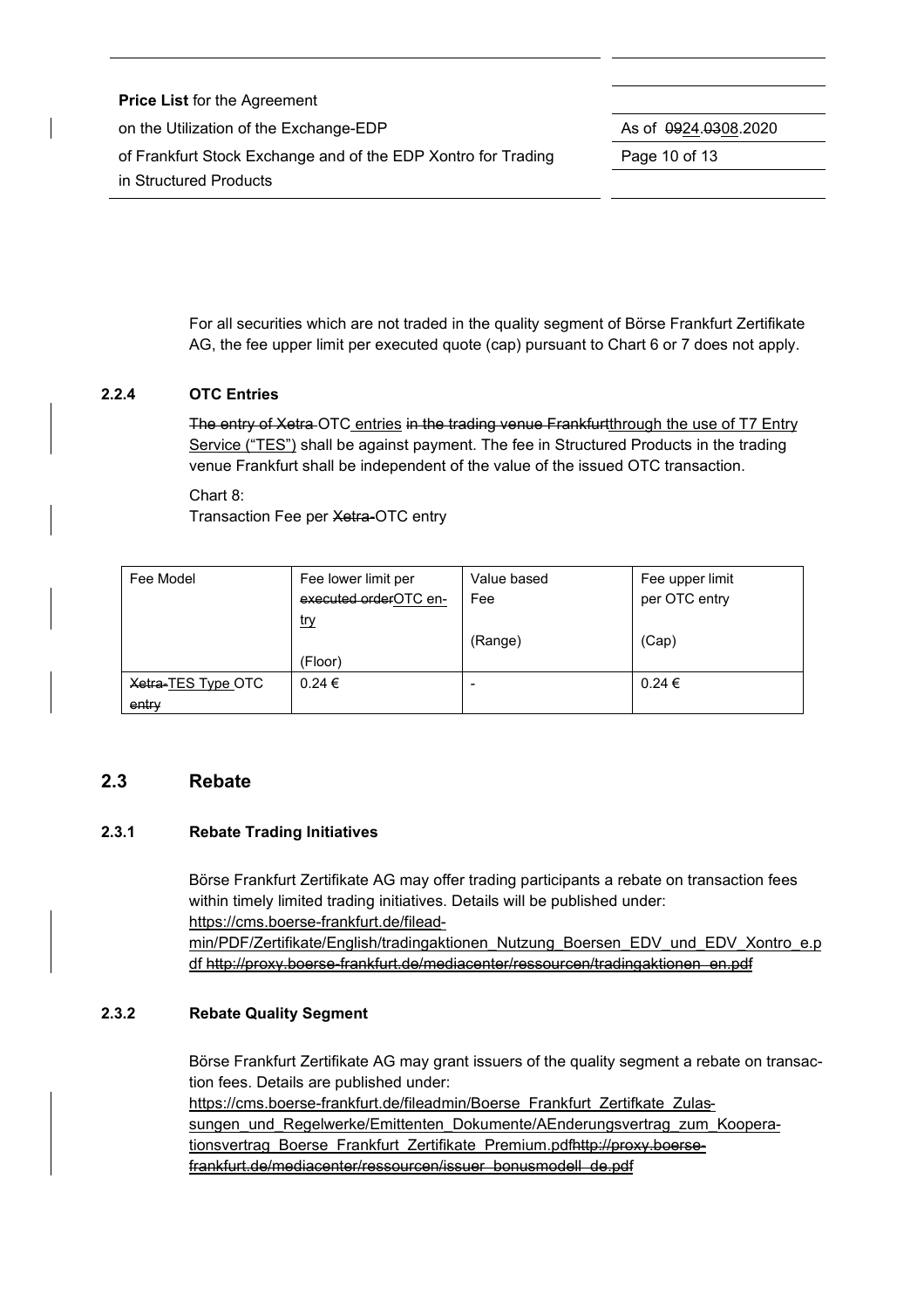For all securities which are not traded in the quality segment of Börse Frankfurt Zertifikate AG, the fee upper limit per executed quote (cap) pursuant to Chart 6 or 7 does not apply.

### 2.2.4 OTC Entries

~~The entry of Xetra~~ OTC entries ~~in the trading venue Frankfurt~~through the use of T7 Entry Service ("TES") shall be against payment. The fee in Structured Products in the trading venue Frankfurt shall be independent of the value of the issued OTC transaction.

Chart 8:
Transaction Fee per ~~Xetra-~~OTC entry

| Fee Model | Fee lower limit per ~~executed order~~OTC entry (Floor) | Value based Fee (Range) | Fee upper limit per OTC entry (Cap) |
|---|---|---|---|
| ~~Xetra-~~TES Type OTC ~~entry~~ | 0.24 € | - | 0.24 € |

## 2.3 Rebate

### 2.3.1 Rebate Trading Initiatives

Börse Frankfurt Zertifikate AG may offer trading participants a rebate on transaction fees within timely limited trading initiatives. Details will be published under:
https://cms.boerse-frankfurt.de/fileadmin/PDF/Zertifikate/English/tradingaktionen_Nutzung_Boersen_EDV_und_EDV_Xontro_e.pdf ~~http://proxy.boerse-frankfurt.de/mediacenter/ressourcen/tradingaktionen_en.pdf~~

### 2.3.2 Rebate Quality Segment

Börse Frankfurt Zertifikate AG may grant issuers of the quality segment a rebate on transaction fees. Details are published under:
https://cms.boerse-frankfurt.de/fileadmin/Boerse_Frankfurt_Zertifkate_Zulassungen_und_Regelwerke/Emittenten_Dokumente/AEnderungsvertrag_zum_Kooperationsvertrag_Boerse_Frankfurt_Zertifikate_Premium.pdf~~http://proxy.boerse-frankfurt.de/mediacenter/ressourcen/issuer_bonusmodell_de.pdf~~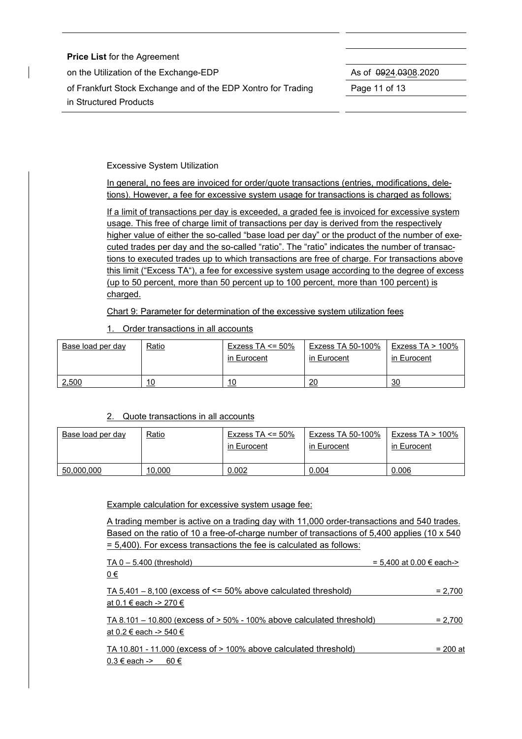Excessive System Utilization

In general, no fees are invoiced for order/quote transactions (entries, modifications, deletions). However, a fee for excessive system usage for transactions is charged as follows:

If a limit of transactions per day is exceeded, a graded fee is invoiced for excessive system usage. This free of charge limit of transactions per day is derived from the respectively higher value of either the so-called "base load per day" or the product of the number of executed trades per day and the so-called "ratio". The "ratio" indicates the number of transactions to executed trades up to which transactions are free of charge. For transactions above this limit ("Excess TA"), a fee for excessive system usage according to the degree of excess (up to 50 percent, more than 50 percent up to 100 percent, more than 100 percent) is charged.

Chart 9: Parameter for determination of the excessive system utilization fees

1. Order transactions in all accounts

| Base load per day | Ratio | Exzess TA <= 50% in Eurocent | Exzess TA 50-100% in Eurocent | Exzess TA > 100% in Eurocent |
|---|---|---|---|---|
| 2,500 | 10 | 10 | 20 | 30 |

2. Quote transactions in all accounts

| Base load per day | Ratio | Exzess TA <= 50% in Eurocent | Exzess TA 50-100% in Eurocent | Exzess TA > 100% in Eurocent |
|---|---|---|---|---|
| 50,000,000 | 10,000 | 0.002 | 0.004 | 0.006 |

Example calculation for excessive system usage fee:

A trading member is active on a trading day with 11,000 order-transactions and 540 trades. Based on the ratio of 10 a free-of-charge number of transactions of 5,400 applies (10 x 540 = 5,400). For excess transactions the fee is calculated as follows:

TA 0 – 5.400 (threshold) = 5,400 at 0.00 € each-> 0 €

TA 5,401 – 8,100 (excess of <= 50% above calculated threshold) = 2,700 at 0.1 € each -> 270 €

TA 8.101 – 10.800 (excess of > 50% - 100% above calculated threshold) = 2,700 at 0.2 € each -> 540 €

TA 10.801 - 11.000 (excess of > 100% above calculated threshold) = 200 at 0.3 € each -> 60 €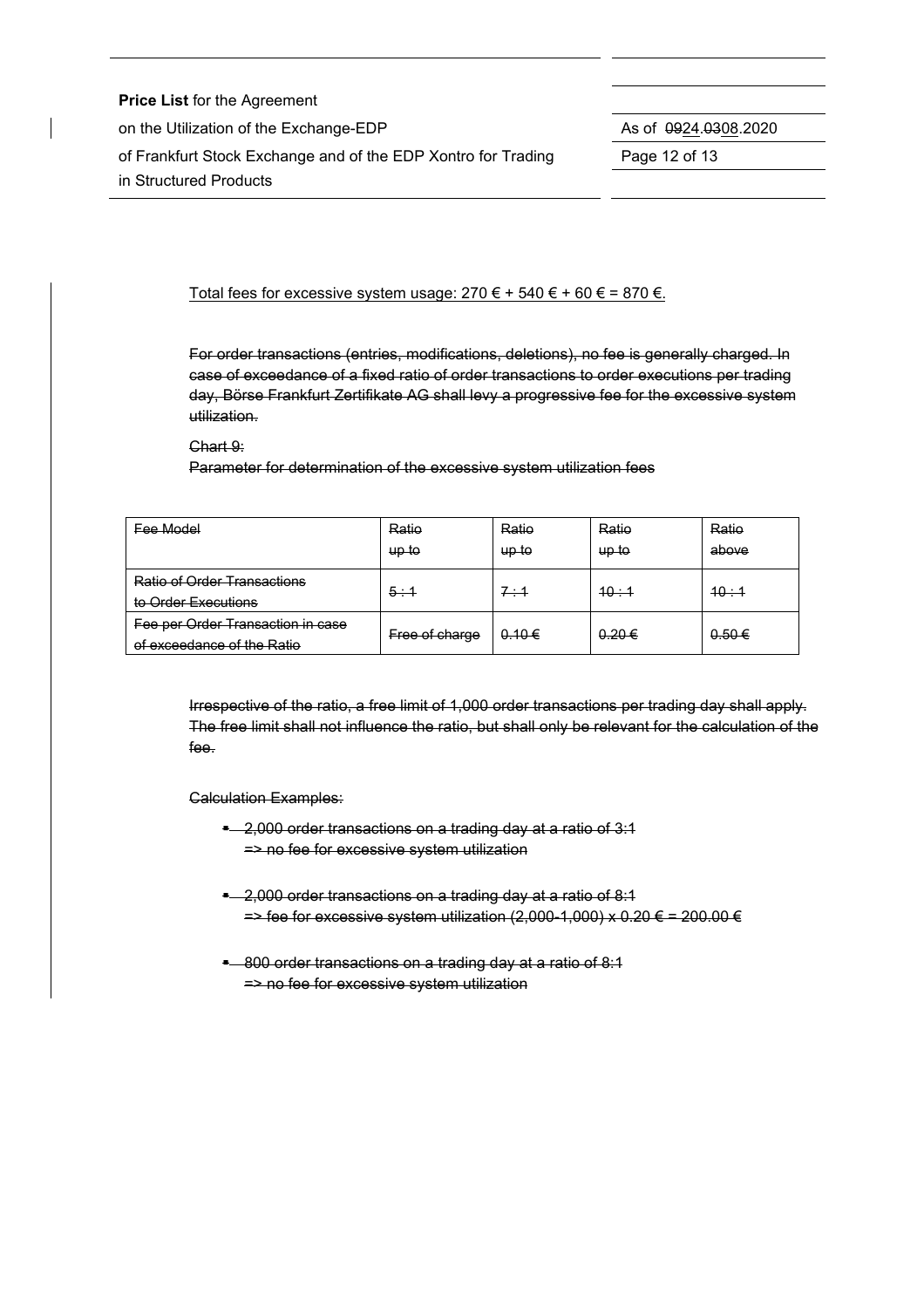Total fees for excessive system usage: 270 € + 540 € + 60 € = 870 €.

~~For order transactions (entries, modifications, deletions), no fee is generally charged. In case of exceedance of a fixed ratio of order transactions to order executions per trading day, Börse Frankfurt Zertifikate AG shall levy a progressive fee for the excessive system utilization.~~

~~Chart 9:~~
~~Parameter for determination of the excessive system utilization fees~~

| ~~Fee Model~~ | ~~Ratio up to~~ | ~~Ratio up to~~ | ~~Ratio up to~~ | ~~Ratio above~~ |
|---|---|---|---|---|
| ~~Ratio of Order Transactions to Order Executions~~ | ~~5 : 1~~ | ~~7 : 1~~ | ~~10 : 1~~ | ~~10 : 1~~ |
| ~~Fee per Order Transaction in case of exceedance of the Ratio~~ | ~~Free of charge~~ | ~~0.10 €~~ | ~~0.20 €~~ | ~~0.50 €~~ |

~~Irrespective of the ratio, a free limit of 1,000 order transactions per trading day shall apply. The free limit shall not influence the ratio, but shall only be relevant for the calculation of the fee.~~

~~Calculation Examples:~~

- ~~2,000 order transactions on a trading day at a ratio of 3:1~~
  ~~=> no fee for excessive system utilization~~
- ~~2,000 order transactions on a trading day at a ratio of 8:1~~
  ~~=> fee for excessive system utilization (2,000-1,000) x 0.20 € = 200.00 €~~
- ~~800 order transactions on a trading day at a ratio of 8:1~~
  ~~=> no fee for excessive system utilization~~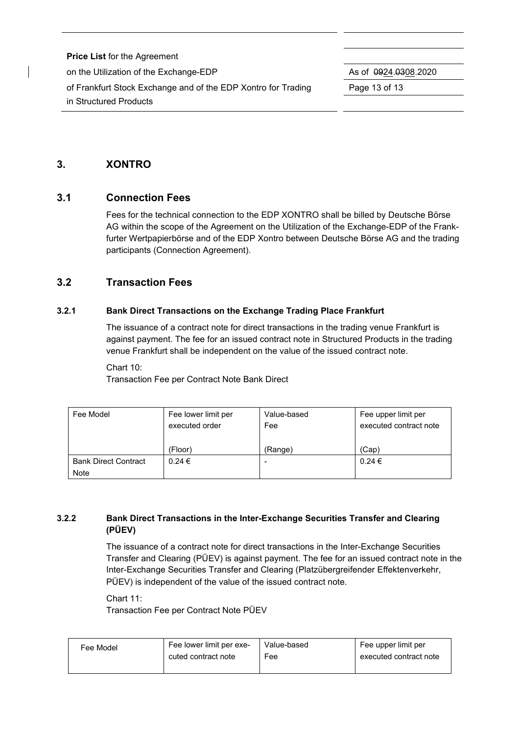## 3. XONTRO

### 3.1 Connection Fees

Fees for the technical connection to the EDP XONTRO shall be billed by Deutsche Börse AG within the scope of the Agreement on the Utilization of the Exchange-EDP of the Frankfurter Wertpapierbörse and of the EDP Xontro between Deutsche Börse AG and the trading participants (Connection Agreement).

### 3.2 Transaction Fees

#### 3.2.1 Bank Direct Transactions on the Exchange Trading Place Frankfurt

The issuance of a contract note for direct transactions in the trading venue Frankfurt is against payment. The fee for an issued contract note in Structured Products in the trading venue Frankfurt shall be independent on the value of the issued contract note.

Chart 10:
Transaction Fee per Contract Note Bank Direct

| Fee Model | Fee lower limit per executed order<br><br>(Floor) | Value-based Fee<br><br>(Range) | Fee upper limit per executed contract note<br><br>(Cap) |
|---|---|---|---|
| Bank Direct Contract Note | 0.24 € | - | 0.24 € |

#### 3.2.2 Bank Direct Transactions in the Inter-Exchange Securities Transfer and Clearing (PÜEV)

The issuance of a contract note for direct transactions in the Inter-Exchange Securities Transfer and Clearing (PÜEV) is against payment. The fee for an issued contract note in the Inter-Exchange Securities Transfer and Clearing (Platzübergreifender Effektenverkehr, PÜEV) is independent of the value of the issued contract note.

Chart 11:
Transaction Fee per Contract Note PÜEV

| Fee Model | Fee lower limit per executed contract note | Value-based Fee | Fee upper limit per executed contract note |
|---|---|---|---|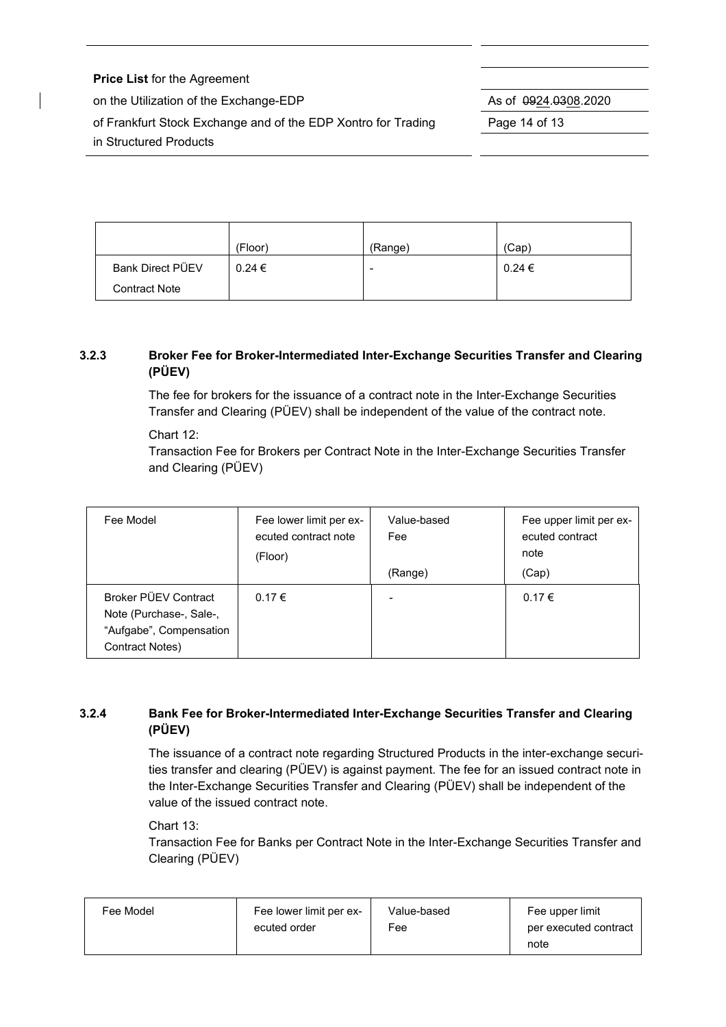| | (Floor) | (Range) | (Cap) |
|---|---|---|---|
| Bank Direct PÜEV Contract Note | 0.24 € | - | 0.24 € |

### 3.2.3 Broker Fee for Broker-Intermediated Inter-Exchange Securities Transfer and Clearing (PÜEV)

The fee for brokers for the issuance of a contract note in the Inter-Exchange Securities Transfer and Clearing (PÜEV) shall be independent of the value of the contract note.

Chart 12:
Transaction Fee for Brokers per Contract Note in the Inter-Exchange Securities Transfer and Clearing (PÜEV)

| Fee Model | Fee lower limit per executed contract note (Floor) | Value-based Fee (Range) | Fee upper limit per executed contract note (Cap) |
|---|---|---|---|
| Broker PÜEV Contract Note (Purchase-, Sale-, "Aufgabe", Compensation Contract Notes) | 0.17 € | - | 0.17 € |

### 3.2.4 Bank Fee for Broker-Intermediated Inter-Exchange Securities Transfer and Clearing (PÜEV)

The issuance of a contract note regarding Structured Products in the inter-exchange securities transfer and clearing (PÜEV) is against payment. The fee for an issued contract note in the Inter-Exchange Securities Transfer and Clearing (PÜEV) shall be independent of the value of the issued contract note.

Chart 13:
Transaction Fee for Banks per Contract Note in the Inter-Exchange Securities Transfer and Clearing (PÜEV)

| Fee Model | Fee lower limit per executed order | Value-based Fee | Fee upper limit per executed contract note |
|---|---|---|---|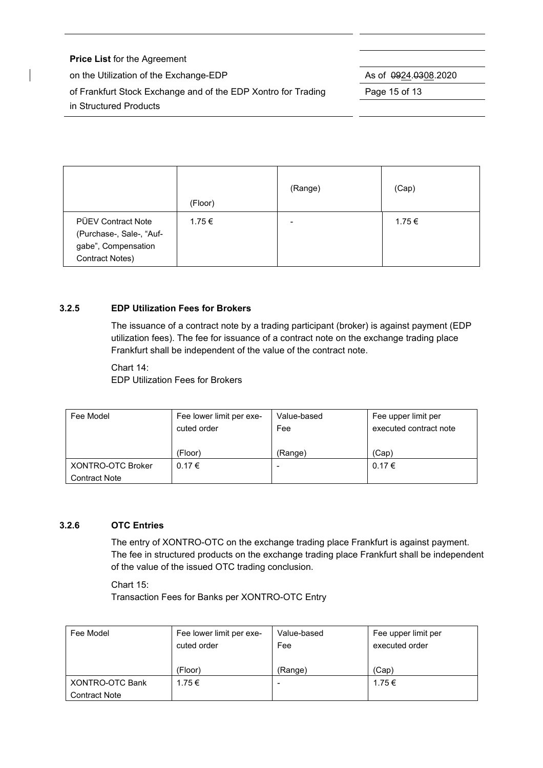| | (Floor) | (Range) | (Cap) |
|---|---|---|---|
| PÜEV Contract Note (Purchase-, Sale-, "Auf-gabe", Compensation Contract Notes) | 1.75 € | - | 1.75 € |

### 3.2.5 EDP Utilization Fees for Brokers

The issuance of a contract note by a trading participant (broker) is against payment (EDP utilization fees). The fee for issuance of a contract note on the exchange trading place Frankfurt shall be independent of the value of the contract note.

Chart 14:
EDP Utilization Fees for Brokers

| Fee Model | Fee lower limit per executed order (Floor) | Value-based Fee (Range) | Fee upper limit per executed contract note (Cap) |
|---|---|---|---|
| XONTRO-OTC Broker Contract Note | 0.17 € | - | 0.17 € |

### 3.2.6 OTC Entries

The entry of XONTRO-OTC on the exchange trading place Frankfurt is against payment. The fee in structured products on the exchange trading place Frankfurt shall be independent of the value of the issued OTC trading conclusion.

Chart 15:
Transaction Fees for Banks per XONTRO-OTC Entry

| Fee Model | Fee lower limit per executed order (Floor) | Value-based Fee (Range) | Fee upper limit per executed order (Cap) |
|---|---|---|---|
| XONTRO-OTC Bank Contract Note | 1.75 € | - | 1.75 € |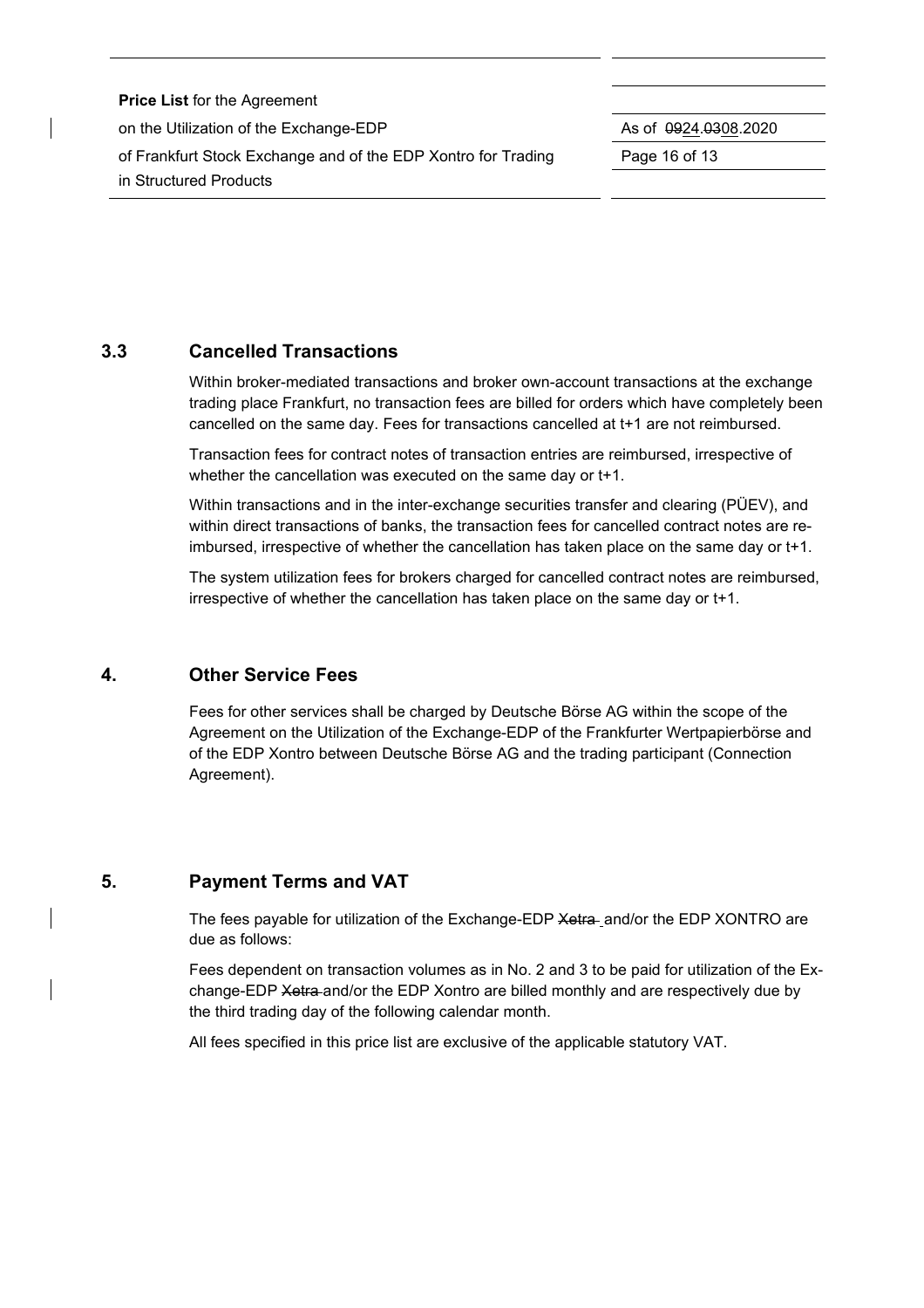## 3.3 Cancelled Transactions

Within broker-mediated transactions and broker own-account transactions at the exchange trading place Frankfurt, no transaction fees are billed for orders which have completely been cancelled on the same day. Fees for transactions cancelled at t+1 are not reimbursed.

Transaction fees for contract notes of transaction entries are reimbursed, irrespective of whether the cancellation was executed on the same day or t+1.

Within transactions and in the inter-exchange securities transfer and clearing (PÜEV), and within direct transactions of banks, the transaction fees for cancelled contract notes are reimbursed, irrespective of whether the cancellation has taken place on the same day or t+1.

The system utilization fees for brokers charged for cancelled contract notes are reimbursed, irrespective of whether the cancellation has taken place on the same day or t+1.

## 4. Other Service Fees

Fees for other services shall be charged by Deutsche Börse AG within the scope of the Agreement on the Utilization of the Exchange-EDP of the Frankfurter Wertpapierbörse and of the EDP Xontro between Deutsche Börse AG and the trading participant (Connection Agreement).

## 5. Payment Terms and VAT

The fees payable for utilization of the Exchange-EDP ~~Xetra~~ and/or the EDP XONTRO are due as follows:

Fees dependent on transaction volumes as in No. 2 and 3 to be paid for utilization of the Exchange-EDP ~~Xetra~~ and/or the EDP Xontro are billed monthly and are respectively due by the third trading day of the following calendar month.

All fees specified in this price list are exclusive of the applicable statutory VAT.